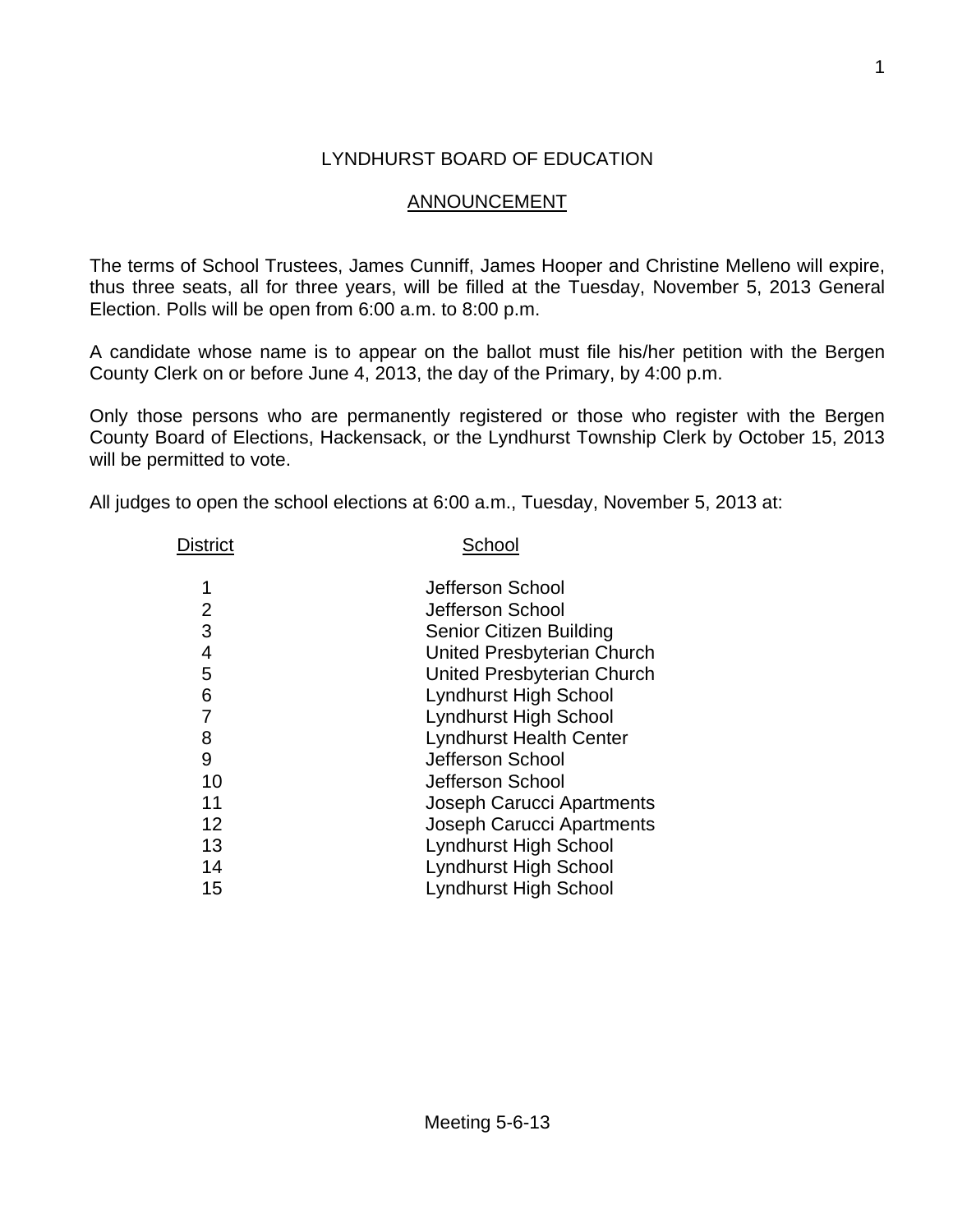# LYNDHURST BOARD OF EDUCATION

## ANNOUNCEMENT

The terms of School Trustees, James Cunniff, James Hooper and Christine Melleno will expire, thus three seats, all for three years, will be filled at the Tuesday, November 5, 2013 General Election. Polls will be open from 6:00 a.m. to 8:00 p.m.

A candidate whose name is to appear on the ballot must file his/her petition with the Bergen County Clerk on or before June 4, 2013, the day of the Primary, by 4:00 p.m.

Only those persons who are permanently registered or those who register with the Bergen County Board of Elections, Hackensack, or the Lyndhurst Township Clerk by October 15, 2013 will be permitted to vote.

All judges to open the school elections at 6:00 a.m., Tuesday, November 5, 2013 at:

| District | School |
|---|---|
| 1 | Jefferson School |
| 2 | Jefferson School |
| 3 | Senior Citizen Building |
| 4 | United Presbyterian Church |
| 5 | United Presbyterian Church |
| 6 | Lyndhurst High School |
| 7 | Lyndhurst High School |
| 8 | Lyndhurst Health Center |
| 9 | Jefferson School |
| 10 | Jefferson School |
| 11 | Joseph Carucci Apartments |
| 12 | Joseph Carucci Apartments |
| 13 | Lyndhurst High School |
| 14 | Lyndhurst High School |
| 15 | Lyndhurst High School |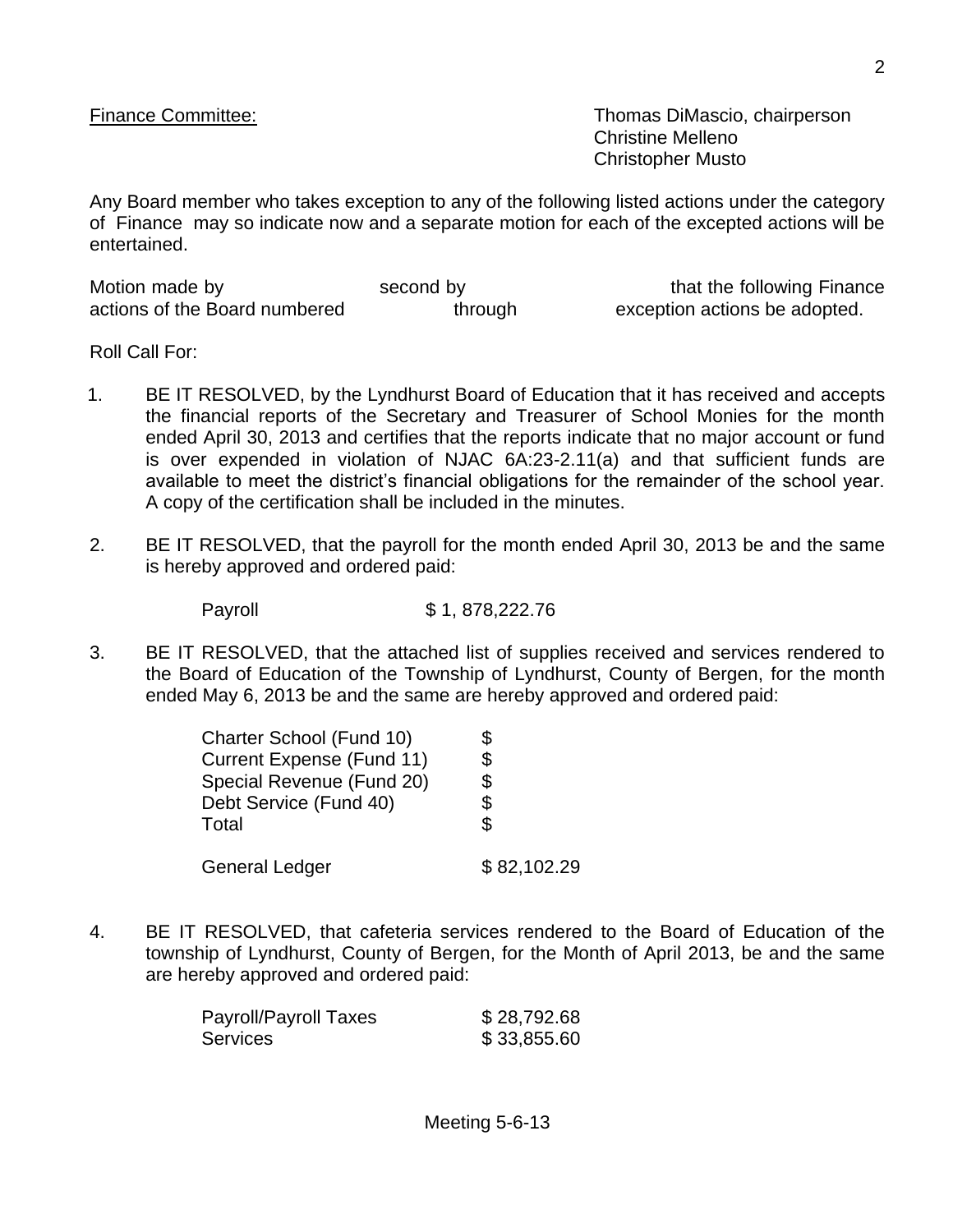Finance Committee: Thomas DiMascio, chairperson
Christine Melleno
Christopher Musto

Any Board member who takes exception to any of the following listed actions under the category of Finance may so indicate now and a separate motion for each of the excepted actions will be entertained.

Motion made by second by that the following Finance actions of the Board numbered through exception actions be adopted.

Roll Call For:

1. BE IT RESOLVED, by the Lyndhurst Board of Education that it has received and accepts the financial reports of the Secretary and Treasurer of School Monies for the month ended April 30, 2013 and certifies that the reports indicate that no major account or fund is over expended in violation of NJAC 6A:23-2.11(a) and that sufficient funds are available to meet the district's financial obligations for the remainder of the school year. A copy of the certification shall be included in the minutes.

2. BE IT RESOLVED, that the payroll for the month ended April 30, 2013 be and the same is hereby approved and ordered paid:

   | | |
   |---|---|
   | Payroll | $ 1, 878,222.76 |

3. BE IT RESOLVED, that the attached list of supplies received and services rendered to the Board of Education of the Township of Lyndhurst, County of Bergen, for the month ended May 6, 2013 be and the same are hereby approved and ordered paid:

   | | |
   |---|---|
   | Charter School (Fund 10) | $ |
   | Current Expense (Fund 11) | $ |
   | Special Revenue (Fund 20) | $ |
   | Debt Service (Fund 40) | $ |
   | Total | $ |
   | General Ledger | $ 82,102.29 |

4. BE IT RESOLVED, that cafeteria services rendered to the Board of Education of the township of Lyndhurst, County of Bergen, for the Month of April 2013, be and the same are hereby approved and ordered paid:

   | | |
   |---|---|
   | Payroll/Payroll Taxes | $ 28,792.68 |
   | Services | $ 33,855.60 |

Meeting 5-6-13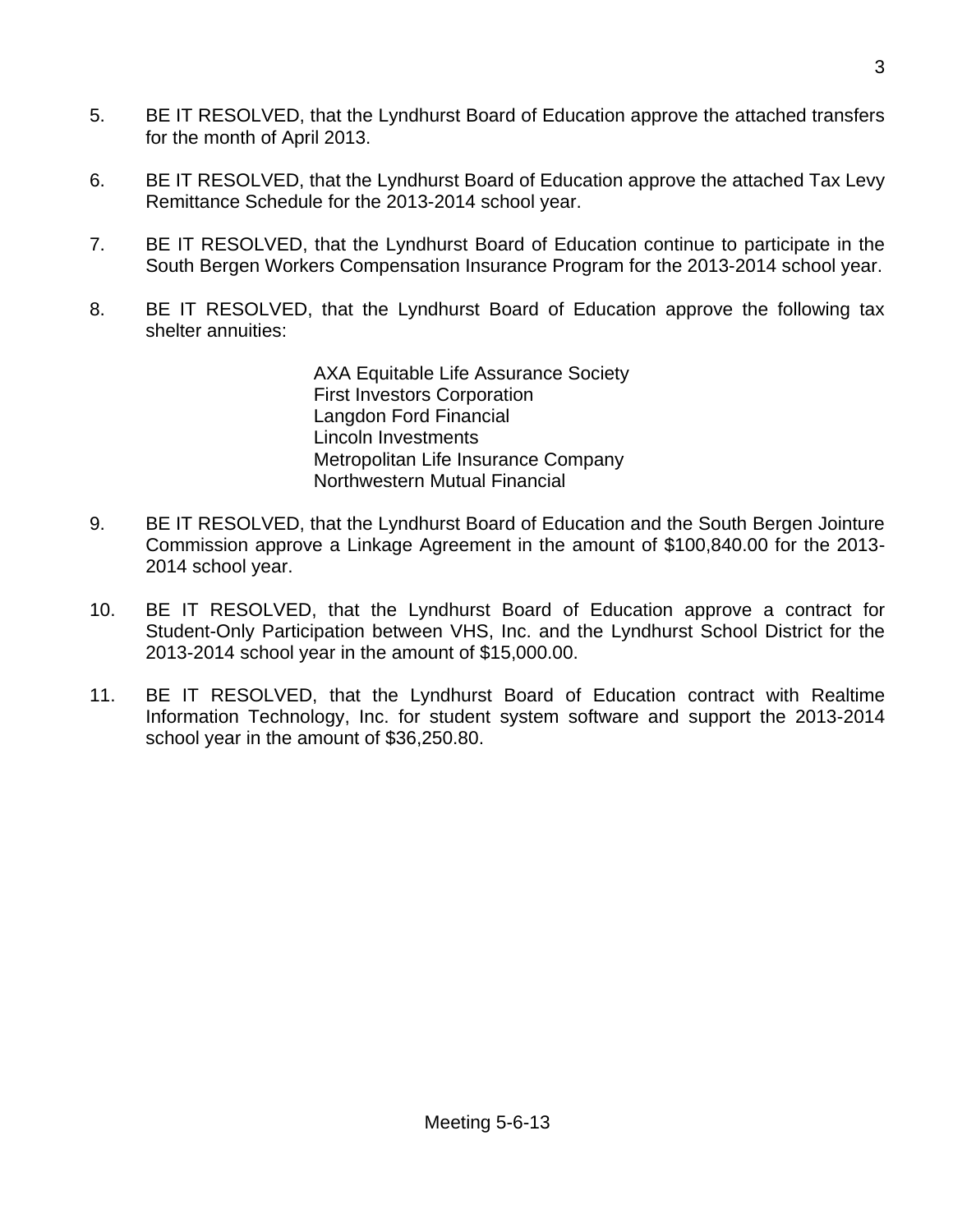5. BE IT RESOLVED, that the Lyndhurst Board of Education approve the attached transfers for the month of April 2013.

6. BE IT RESOLVED, that the Lyndhurst Board of Education approve the attached Tax Levy Remittance Schedule for the 2013-2014 school year.

7. BE IT RESOLVED, that the Lyndhurst Board of Education continue to participate in the South Bergen Workers Compensation Insurance Program for the 2013-2014 school year.

8. BE IT RESOLVED, that the Lyndhurst Board of Education approve the following tax shelter annuities:

   AXA Equitable Life Assurance Society
   First Investors Corporation
   Langdon Ford Financial
   Lincoln Investments
   Metropolitan Life Insurance Company
   Northwestern Mutual Financial

9. BE IT RESOLVED, that the Lyndhurst Board of Education and the South Bergen Jointure Commission approve a Linkage Agreement in the amount of $100,840.00 for the 2013-2014 school year.

10. BE IT RESOLVED, that the Lyndhurst Board of Education approve a contract for Student-Only Participation between VHS, Inc. and the Lyndhurst School District for the 2013-2014 school year in the amount of $15,000.00.

11. BE IT RESOLVED, that the Lyndhurst Board of Education contract with Realtime Information Technology, Inc. for student system software and support the 2013-2014 school year in the amount of $36,250.80.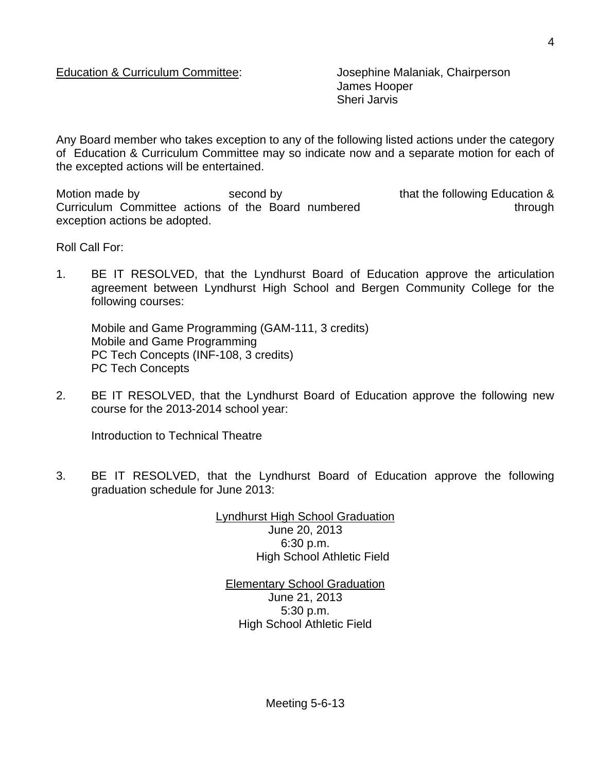Education & Curriculum Committee: Josephine Malaniak, Chairperson
James Hooper
Sheri Jarvis

Any Board member who takes exception to any of the following listed actions under the category of Education & Curriculum Committee may so indicate now and a separate motion for each of the excepted actions will be entertained.

Motion made by second by that the following Education & Curriculum Committee actions of the Board numbered through exception actions be adopted.

Roll Call For:

1. BE IT RESOLVED, that the Lyndhurst Board of Education approve the articulation agreement between Lyndhurst High School and Bergen Community College for the following courses:

   Mobile and Game Programming (GAM-111, 3 credits)
   Mobile and Game Programming
   PC Tech Concepts (INF-108, 3 credits)
   PC Tech Concepts

2. BE IT RESOLVED, that the Lyndhurst Board of Education approve the following new course for the 2013-2014 school year:

   Introduction to Technical Theatre

3. BE IT RESOLVED, that the Lyndhurst Board of Education approve the following graduation schedule for June 2013:

   Lyndhurst High School Graduation
   June 20, 2013
   6:30 p.m.
   High School Athletic Field

   Elementary School Graduation
   June 21, 2013
   5:30 p.m.
   High School Athletic Field

Meeting 5-6-13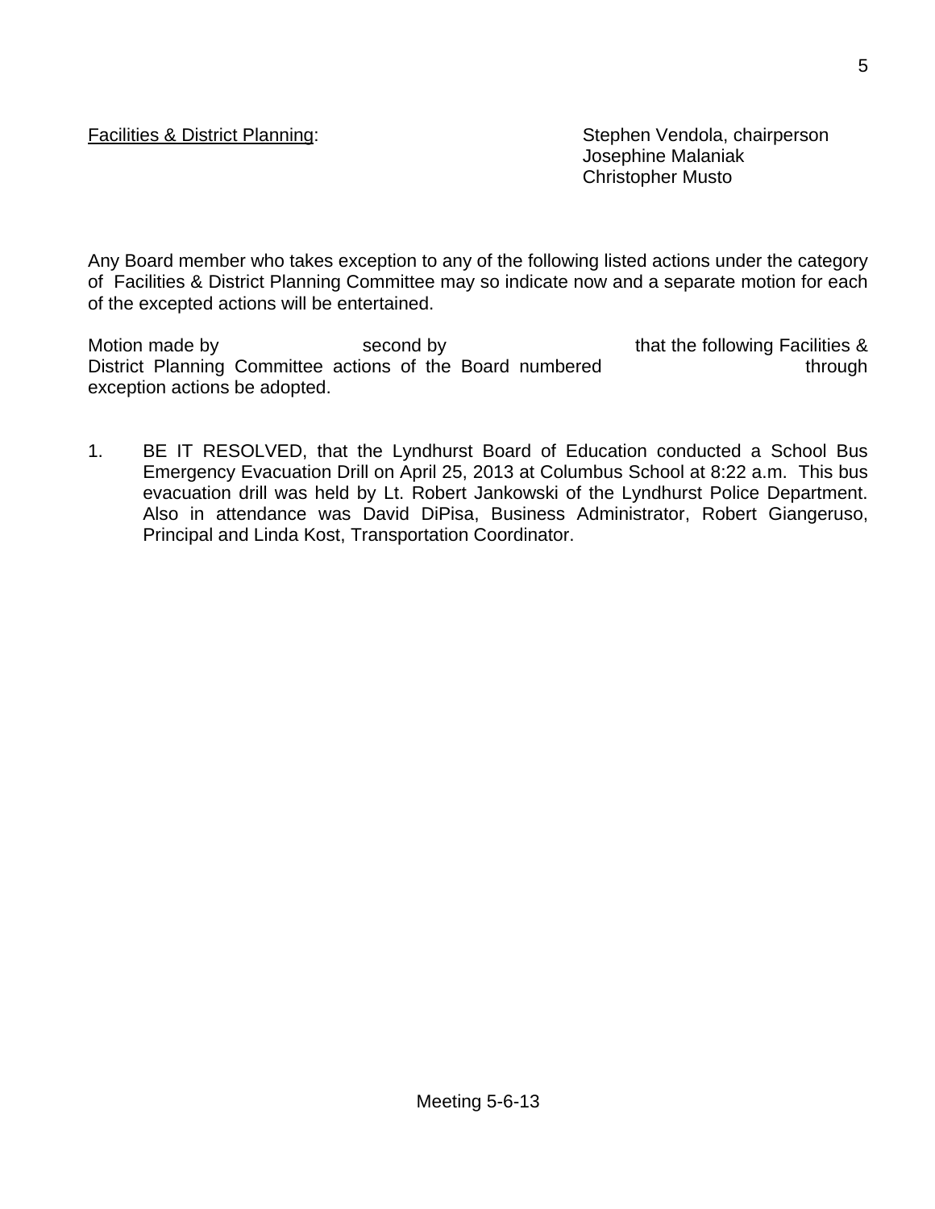Facilities & District Planning: Stephen Vendola, chairperson
Josephine Malaniak
Christopher Musto

Any Board member who takes exception to any of the following listed actions under the category of Facilities & District Planning Committee may so indicate now and a separate motion for each of the excepted actions will be entertained.

Motion made by second by that the following Facilities & District Planning Committee actions of the Board numbered through exception actions be adopted.

1. BE IT RESOLVED, that the Lyndhurst Board of Education conducted a School Bus Emergency Evacuation Drill on April 25, 2013 at Columbus School at 8:22 a.m. This bus evacuation drill was held by Lt. Robert Jankowski of the Lyndhurst Police Department. Also in attendance was David DiPisa, Business Administrator, Robert Giangeruso, Principal and Linda Kost, Transportation Coordinator.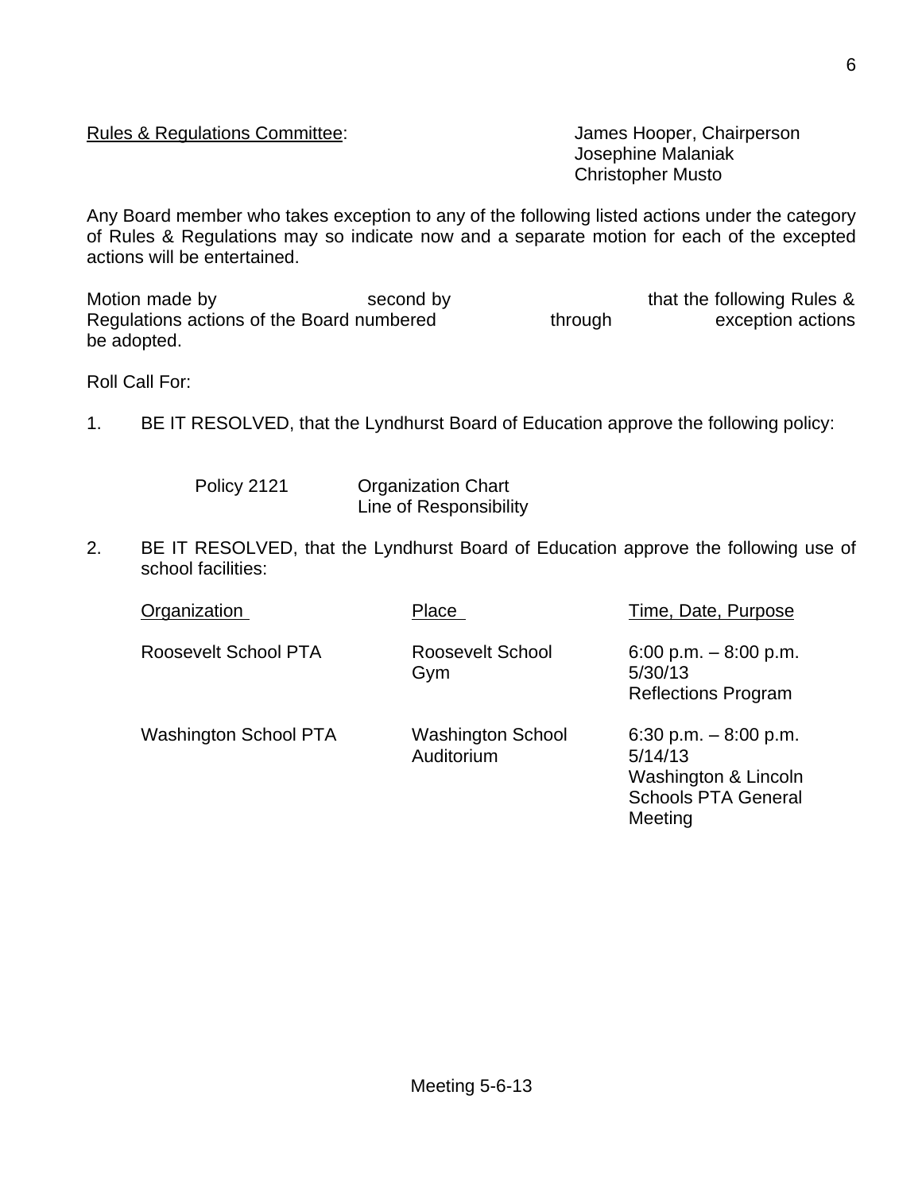Rules & Regulations Committee: James Hooper, Chairperson
Josephine Malaniak
Christopher Musto

Any Board member who takes exception to any of the following listed actions under the category of Rules & Regulations may so indicate now and a separate motion for each of the excepted actions will be entertained.

Motion made by second by that the following Rules & Regulations actions of the Board numbered through exception actions be adopted.

Roll Call For:

1. BE IT RESOLVED, that the Lyndhurst Board of Education approve the following policy:

   Policy 2121 Organization Chart
   Line of Responsibility

2. BE IT RESOLVED, that the Lyndhurst Board of Education approve the following use of school facilities:

| Organization | Place | Time, Date, Purpose |
|---|---|---|
| Roosevelt School PTA | Roosevelt School Gym | 6:00 p.m. – 8:00 p.m.<br>5/30/13<br>Reflections Program |
| Washington School PTA | Washington School Auditorium | 6:30 p.m. – 8:00 p.m.<br>5/14/13<br>Washington & Lincoln Schools PTA General Meeting |

Meeting 5-6-13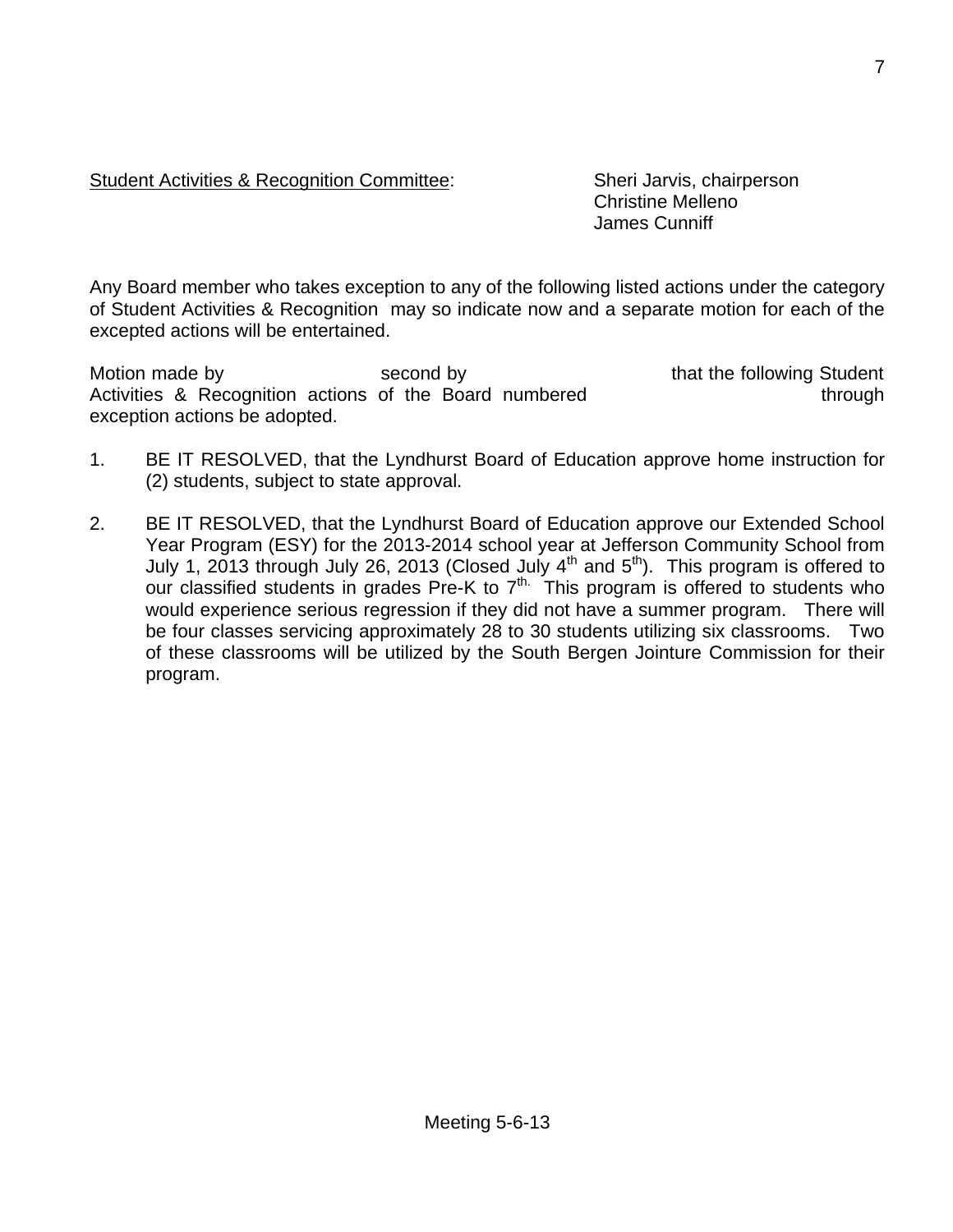<u>Student Activities & Recognition Committee</u>: Sheri Jarvis, chairperson
Christine Melleno
James Cunniff

Any Board member who takes exception to any of the following listed actions under the category of Student Activities & Recognition may so indicate now and a separate motion for each of the excepted actions will be entertained.

Motion made by second by that the following Student Activities & Recognition actions of the Board numbered through exception actions be adopted.

1. BE IT RESOLVED, that the Lyndhurst Board of Education approve home instruction for (2) students, subject to state approval.

2. BE IT RESOLVED, that the Lyndhurst Board of Education approve our Extended School Year Program (ESY) for the 2013-2014 school year at Jefferson Community School from July 1, 2013 through July 26, 2013 (Closed July 4th and 5th). This program is offered to our classified students in grades Pre-K to 7th. This program is offered to students who would experience serious regression if they did not have a summer program. There will be four classes servicing approximately 28 to 30 students utilizing six classrooms. Two of these classrooms will be utilized by the South Bergen Jointure Commission for their program.

Meeting 5-6-13